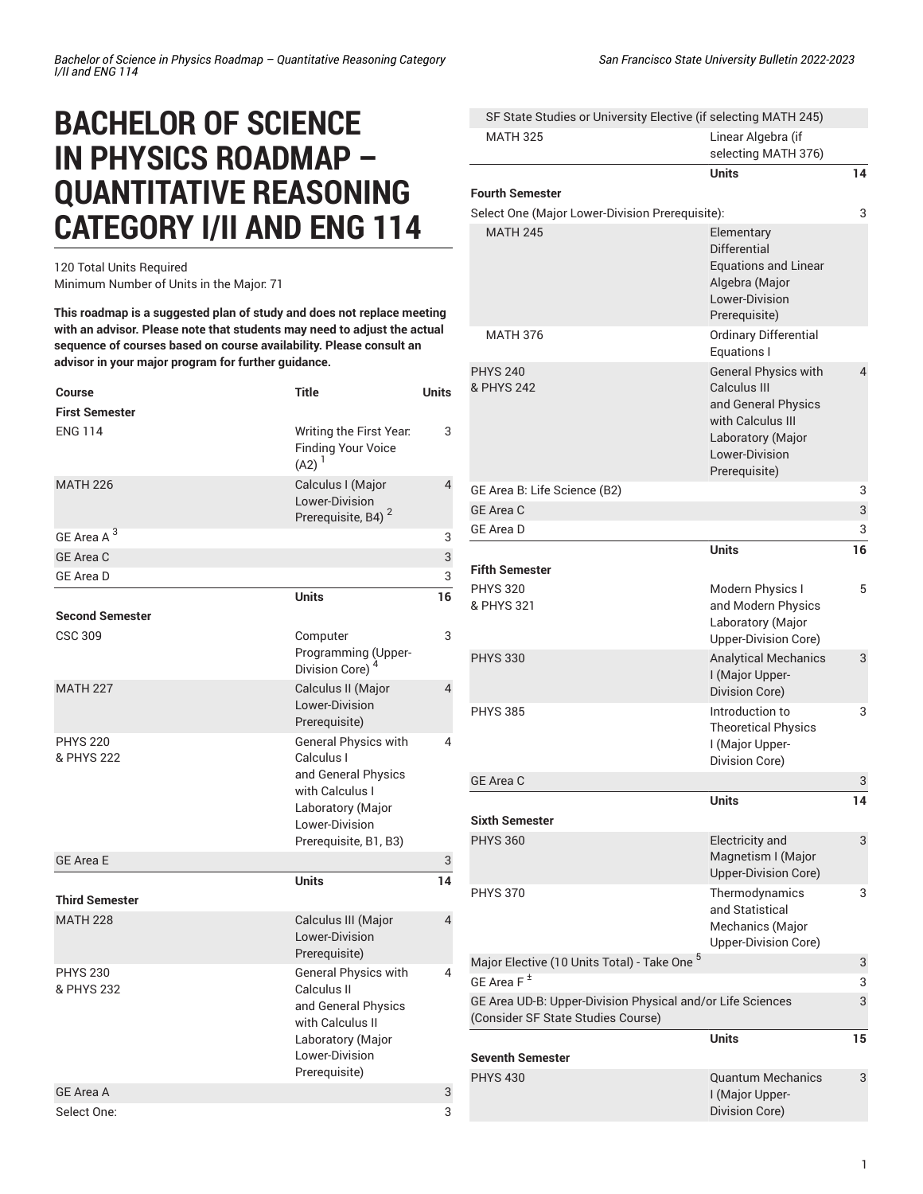# BACHELOR OF SCIENCE IN PHYSICS ROADMAP – QUANTITATIVE REASONING CATEGORY I/II AND ENG 114

120 Total Units Required
Minimum Number of Units in the Major: 71

**This roadmap is a suggested plan of study and does not replace meeting with an advisor. Please note that students may need to adjust the actual sequence of courses based on course availability. Please consult an advisor in your major program for further guidance.**

| Course | Title | Units |
|---|---|---|
| **First Semester** | | |
| ENG 114 | Writing the First Year: Finding Your Voice (A2) [1] | 3 |
| MATH 226 | Calculus I (Major Lower-Division Prerequisite, B4) [2] | 4 |
| GE Area A [3] | | 3 |
| GE Area C | | 3 |
| GE Area D | | 3 |
| | **Units** | **16** |
| **Second Semester** | | |
| CSC 309 | Computer Programming (Upper-Division Core) [4] | 3 |
| MATH 227 | Calculus II (Major Lower-Division Prerequisite) | 4 |
| PHYS 220 & PHYS 222 | General Physics with Calculus I and General Physics with Calculus I Laboratory (Major Lower-Division Prerequisite, B1, B3) | 4 |
| GE Area E | | 3 |
| | **Units** | **14** |
| **Third Semester** | | |
| MATH 228 | Calculus III (Major Lower-Division Prerequisite) | 4 |
| PHYS 230 & PHYS 232 | General Physics with Calculus II and General Physics with Calculus II Laboratory (Major Lower-Division Prerequisite) | 4 |
| GE Area A | | 3 |
| Select One: | | 3 |
| SF State Studies or University Elective (if selecting MATH 245) | | |
| MATH 325 | Linear Algebra (if selecting MATH 376) | |
| | **Units** | **14** |
| **Fourth Semester** | | |
| Select One (Major Lower-Division Prerequisite): | | 3 |
| MATH 245 | Elementary Differential Equations and Linear Algebra (Major Lower-Division Prerequisite) | |
| MATH 376 | Ordinary Differential Equations I | |
| PHYS 240 & PHYS 242 | General Physics with Calculus III and General Physics with Calculus III Laboratory (Major Lower-Division Prerequisite) | 4 |
| GE Area B: Life Science (B2) | | 3 |
| GE Area C | | 3 |
| GE Area D | | 3 |
| | **Units** | **16** |
| **Fifth Semester** | | |
| PHYS 320 & PHYS 321 | Modern Physics I and Modern Physics Laboratory (Major Upper-Division Core) | 5 |
| PHYS 330 | Analytical Mechanics I (Major Upper-Division Core) | 3 |
| PHYS 385 | Introduction to Theoretical Physics I (Major Upper-Division Core) | 3 |
| GE Area C | | 3 |
| | **Units** | **14** |
| **Sixth Semester** | | |
| PHYS 360 | Electricity and Magnetism I (Major Upper-Division Core) | 3 |
| PHYS 370 | Thermodynamics and Statistical Mechanics (Major Upper-Division Core) | 3 |
| Major Elective (10 Units Total) - Take One [5] | | 3 |
| GE Area F [±] | | 3 |
| GE Area UD-B: Upper-Division Physical and/or Life Sciences (Consider SF State Studies Course) | | 3 |
| | **Units** | **15** |
| **Seventh Semester** | | |
| PHYS 430 | Quantum Mechanics I (Major Upper-Division Core) | 3 |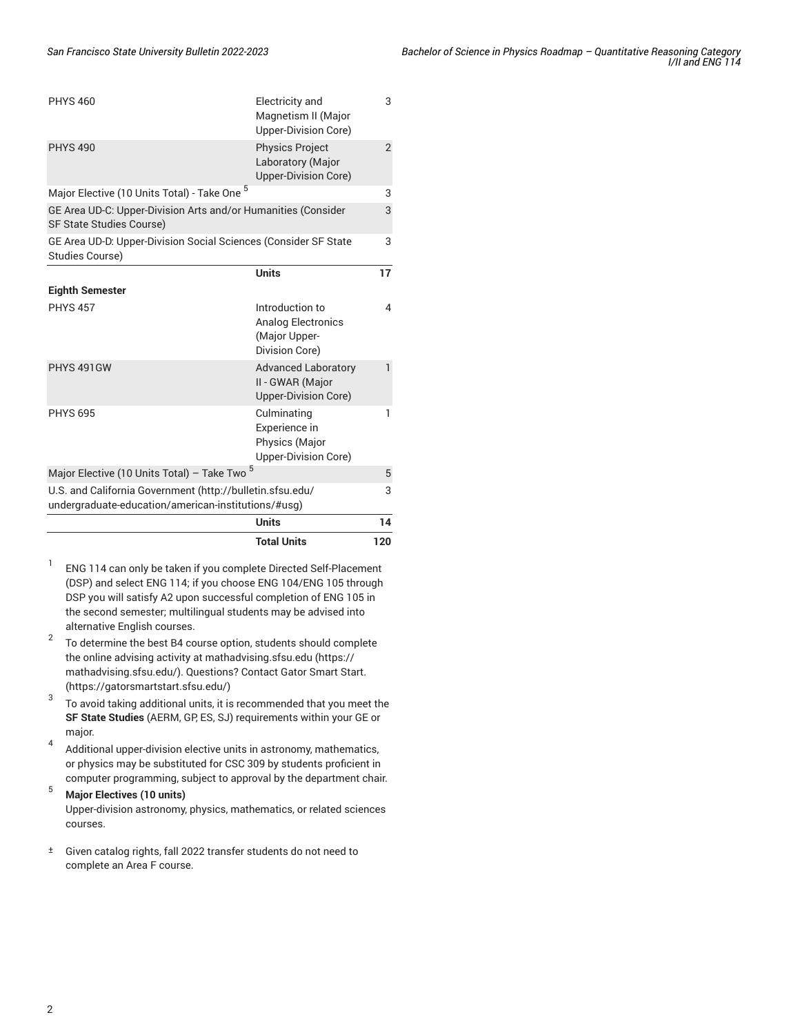| | | |
|---|---|---|
| PHYS 460 | Electricity and Magnetism II (Major Upper-Division Core) | 3 |
| PHYS 490 | Physics Project Laboratory (Major Upper-Division Core) | 2 |
| Major Elective (10 Units Total) - Take One [5] | | 3 |
| GE Area UD-C: Upper-Division Arts and/or Humanities (Consider SF State Studies Course) | | 3 |
| GE Area UD-D: Upper-Division Social Sciences (Consider SF State Studies Course) | | 3 |
| | **Units** | **17** |
| **Eighth Semester** | | |
| PHYS 457 | Introduction to Analog Electronics (Major Upper-Division Core) | 4 |
| PHYS 491GW | Advanced Laboratory II - GWAR (Major Upper-Division Core) | 1 |
| PHYS 695 | Culminating Experience in Physics (Major Upper-Division Core) | 1 |
| Major Elective (10 Units Total) – Take Two [5] | | 5 |
| U.S. and California Government (http://bulletin.sfsu.edu/undergraduate-education/american-institutions/#usg) | | 3 |
| | **Units** | **14** |
| | **Total Units** | **120** |

1. ENG 114 can only be taken if you complete Directed Self-Placement (DSP) and select ENG 114; if you choose ENG 104/ENG 105 through DSP you will satisfy A2 upon successful completion of ENG 105 in the second semester; multilingual students may be advised into alternative English courses.
2. To determine the best B4 course option, students should complete the online advising activity at mathadvising.sfsu.edu (https://mathadvising.sfsu.edu/). Questions? Contact Gator Smart Start. (https://gatorsmartstart.sfsu.edu/)
3. To avoid taking additional units, it is recommended that you meet the **SF State Studies** (AERM, GP, ES, SJ) requirements within your GE or major.
4. Additional upper-division elective units in astronomy, mathematics, or physics may be substituted for CSC 309 by students proficient in computer programming, subject to approval by the department chair.
5. **Major Electives (10 units)**
   Upper-division astronomy, physics, mathematics, or related sciences courses.

± Given catalog rights, fall 2022 transfer students do not need to complete an Area F course.